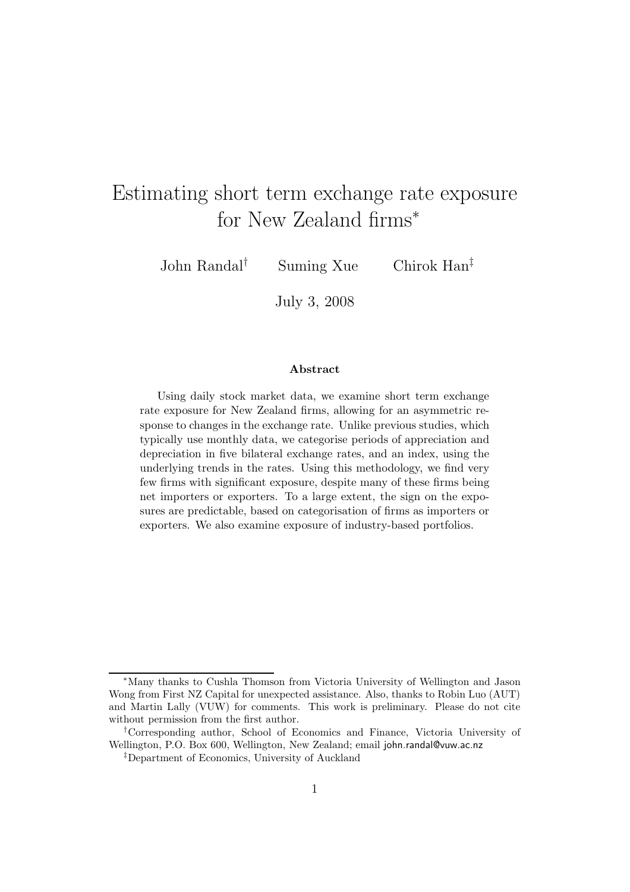# Estimating short term exchange rate exposure for New Zealand firms[*]

John Randal[†] Suming Xue Chirok Han[‡]

July 3, 2008

## Abstract

Using daily stock market data, we examine short term exchange rate exposure for New Zealand firms, allowing for an asymmetric response to changes in the exchange rate. Unlike previous studies, which typically use monthly data, we categorise periods of appreciation and depreciation in five bilateral exchange rates, and an index, using the underlying trends in the rates. Using this methodology, we find very few firms with significant exposure, despite many of these firms being net importers or exporters. To a large extent, the sign on the exposures are predictable, based on categorisation of firms as importers or exporters. We also examine exposure of industry-based portfolios.

---

[*] Many thanks to Cushla Thomson from Victoria University of Wellington and Jason Wong from First NZ Capital for unexpected assistance. Also, thanks to Robin Luo (AUT) and Martin Lally (VUW) for comments. This work is preliminary. Please do not cite without permission from the first author.

[†] Corresponding author, School of Economics and Finance, Victoria University of Wellington, P.O. Box 600, Wellington, New Zealand; email john.randal@vuw.ac.nz

[‡] Department of Economics, University of Auckland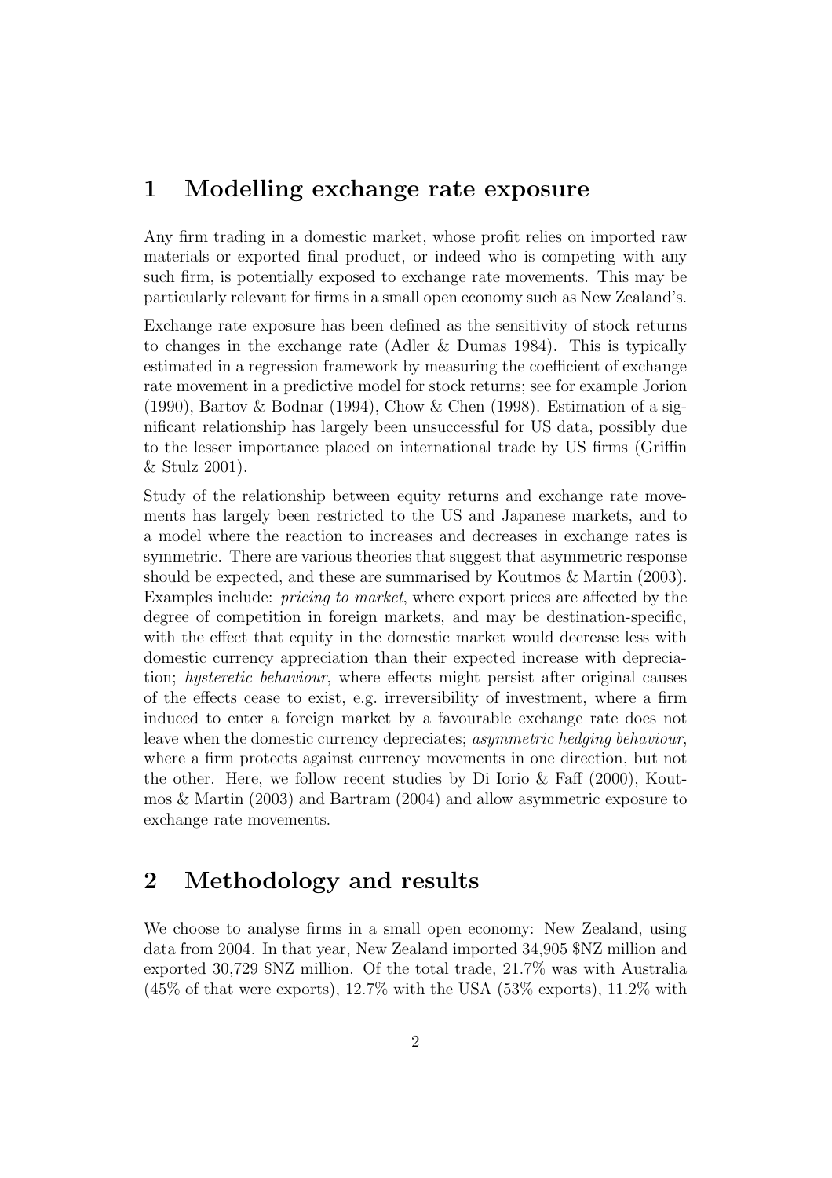# 1 Modelling exchange rate exposure

Any firm trading in a domestic market, whose profit relies on imported raw materials or exported final product, or indeed who is competing with any such firm, is potentially exposed to exchange rate movements. This may be particularly relevant for firms in a small open economy such as New Zealand's.

Exchange rate exposure has been defined as the sensitivity of stock returns to changes in the exchange rate (Adler & Dumas 1984). This is typically estimated in a regression framework by measuring the coefficient of exchange rate movement in a predictive model for stock returns; see for example Jorion (1990), Bartov & Bodnar (1994), Chow & Chen (1998). Estimation of a significant relationship has largely been unsuccessful for US data, possibly due to the lesser importance placed on international trade by US firms (Griffin & Stulz 2001).

Study of the relationship between equity returns and exchange rate movements has largely been restricted to the US and Japanese markets, and to a model where the reaction to increases and decreases in exchange rates is symmetric. There are various theories that suggest that asymmetric response should be expected, and these are summarised by Koutmos & Martin (2003). Examples include: *pricing to market*, where export prices are affected by the degree of competition in foreign markets, and may be destination-specific, with the effect that equity in the domestic market would decrease less with domestic currency appreciation than their expected increase with depreciation; *hysteretic behaviour*, where effects might persist after original causes of the effects cease to exist, e.g. irreversibility of investment, where a firm induced to enter a foreign market by a favourable exchange rate does not leave when the domestic currency depreciates; *asymmetric hedging behaviour*, where a firm protects against currency movements in one direction, but not the other. Here, we follow recent studies by Di Iorio & Faff (2000), Koutmos & Martin (2003) and Bartram (2004) and allow asymmetric exposure to exchange rate movements.

# 2 Methodology and results

We choose to analyse firms in a small open economy: New Zealand, using data from 2004. In that year, New Zealand imported 34,905 $NZ million and exported 30,729 $NZ million. Of the total trade, 21.7% was with Australia (45% of that were exports), 12.7% with the USA (53% exports), 11.2% with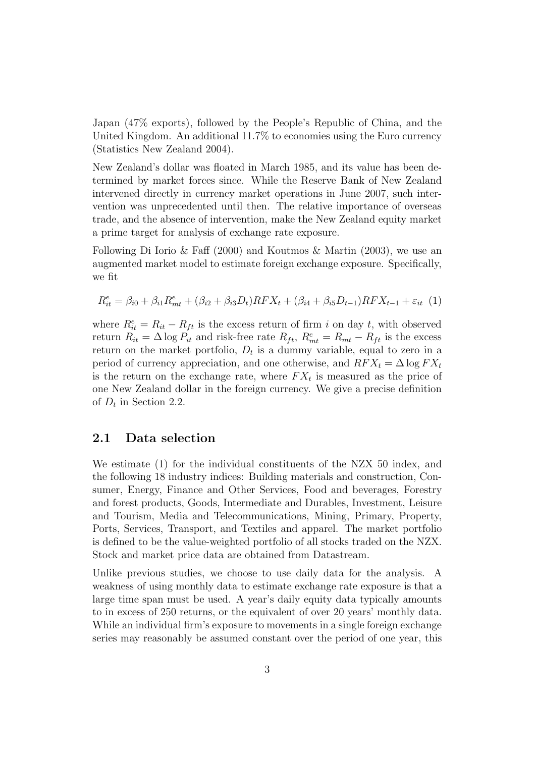Japan (47% exports), followed by the People's Republic of China, and the United Kingdom. An additional 11.7% to economies using the Euro currency (Statistics New Zealand 2004).

New Zealand's dollar was floated in March 1985, and its value has been determined by market forces since. While the Reserve Bank of New Zealand intervened directly in currency market operations in June 2007, such intervention was unprecedented until then. The relative importance of overseas trade, and the absence of intervention, make the New Zealand equity market a prime target for analysis of exchange rate exposure.

Following Di Iorio & Faff (2000) and Koutmos & Martin (2003), we use an augmented market model to estimate foreign exchange exposure. Specifically, we fit

$$R_{it}^e = \beta_{i0} + \beta_{i1} R_{mt}^e + (\beta_{i2} + \beta_{i3} D_t) RFX_t + (\beta_{i4} + \beta_{i5} D_{t-1}) RFX_{t-1} + \varepsilon_{it} \quad (1)$$

where $R_{it}^e = R_{it} - R_{ft}$ is the excess return of firm $i$ on day $t$, with observed return $R_{it} = \Delta \log P_{it}$ and risk-free rate $R_{ft}$, $R_{mt}^e = R_{mt} - R_{ft}$ is the excess return on the market portfolio, $D_t$ is a dummy variable, equal to zero in a period of currency appreciation, and one otherwise, and $RFX_t = \Delta \log FX_t$ is the return on the exchange rate, where $FX_t$ is measured as the price of one New Zealand dollar in the foreign currency. We give a precise definition of $D_t$ in Section 2.2.

## 2.1 Data selection

We estimate (1) for the individual constituents of the NZX 50 index, and the following 18 industry indices: Building materials and construction, Consumer, Energy, Finance and Other Services, Food and beverages, Forestry and forest products, Goods, Intermediate and Durables, Investment, Leisure and Tourism, Media and Telecommunications, Mining, Primary, Property, Ports, Services, Transport, and Textiles and apparel. The market portfolio is defined to be the value-weighted portfolio of all stocks traded on the NZX. Stock and market price data are obtained from Datastream.

Unlike previous studies, we choose to use daily data for the analysis. A weakness of using monthly data to estimate exchange rate exposure is that a large time span must be used. A year's daily equity data typically amounts to in excess of 250 returns, or the equivalent of over 20 years' monthly data. While an individual firm's exposure to movements in a single foreign exchange series may reasonably be assumed constant over the period of one year, this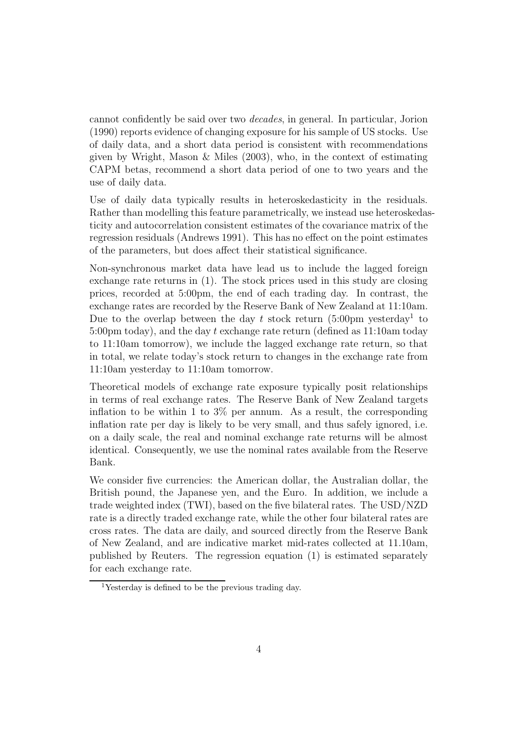cannot confidently be said over two *decades*, in general. In particular, Jorion (1990) reports evidence of changing exposure for his sample of US stocks. Use of daily data, and a short data period is consistent with recommendations given by Wright, Mason & Miles (2003), who, in the context of estimating CAPM betas, recommend a short data period of one to two years and the use of daily data.

Use of daily data typically results in heteroskedasticity in the residuals. Rather than modelling this feature parametrically, we instead use heteroskedasticity and autocorrelation consistent estimates of the covariance matrix of the regression residuals (Andrews 1991). This has no effect on the point estimates of the parameters, but does affect their statistical significance.

Non-synchronous market data have lead us to include the lagged foreign exchange rate returns in (1). The stock prices used in this study are closing prices, recorded at 5:00pm, the end of each trading day. In contrast, the exchange rates are recorded by the Reserve Bank of New Zealand at 11:10am. Due to the overlap between the day $t$ stock return (5:00pm yesterday[1] to 5:00pm today), and the day $t$ exchange rate return (defined as 11:10am today to 11:10am tomorrow), we include the lagged exchange rate return, so that in total, we relate today's stock return to changes in the exchange rate from 11:10am yesterday to 11:10am tomorrow.

Theoretical models of exchange rate exposure typically posit relationships in terms of real exchange rates. The Reserve Bank of New Zealand targets inflation to be within 1 to 3% per annum. As a result, the corresponding inflation rate per day is likely to be very small, and thus safely ignored, i.e. on a daily scale, the real and nominal exchange rate returns will be almost identical. Consequently, we use the nominal rates available from the Reserve Bank.

We consider five currencies: the American dollar, the Australian dollar, the British pound, the Japanese yen, and the Euro. In addition, we include a trade weighted index (TWI), based on the five bilateral rates. The USD/NZD rate is a directly traded exchange rate, while the other four bilateral rates are cross rates. The data are daily, and sourced directly from the Reserve Bank of New Zealand, and are indicative market mid-rates collected at 11.10am, published by Reuters. The regression equation (1) is estimated separately for each exchange rate.

[1] Yesterday is defined to be the previous trading day.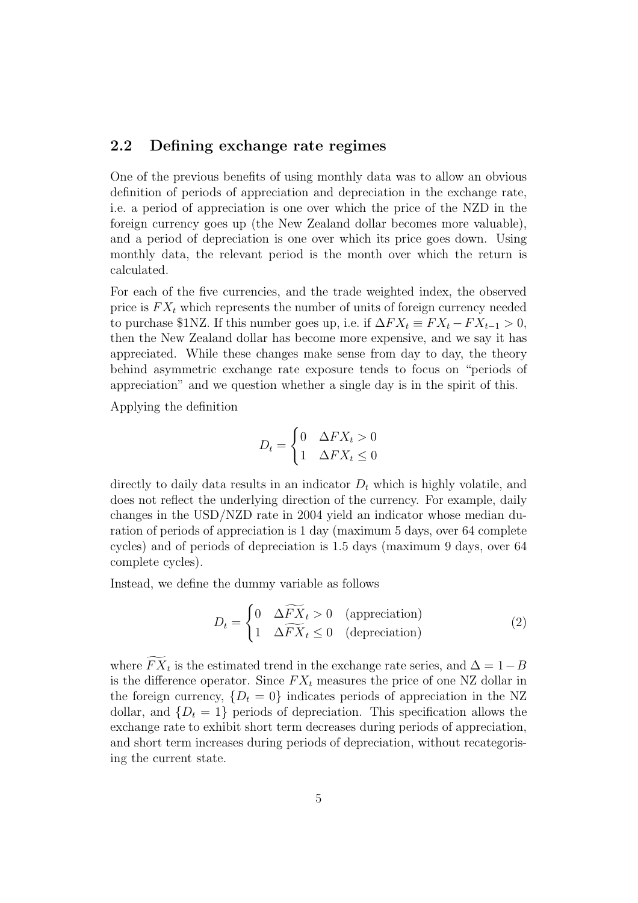## 2.2 Defining exchange rate regimes

One of the previous benefits of using monthly data was to allow an obvious definition of periods of appreciation and depreciation in the exchange rate, i.e. a period of appreciation is one over which the price of the NZD in the foreign currency goes up (the New Zealand dollar becomes more valuable), and a period of depreciation is one over which its price goes down. Using monthly data, the relevant period is the month over which the return is calculated.

For each of the five currencies, and the trade weighted index, the observed price is $FX_t$ which represents the number of units of foreign currency needed to purchase \$1NZ. If this number goes up, i.e. if $\Delta FX_t \equiv FX_t - FX_{t-1} > 0$, then the New Zealand dollar has become more expensive, and we say it has appreciated. While these changes make sense from day to day, the theory behind asymmetric exchange rate exposure tends to focus on "periods of appreciation" and we question whether a single day is in the spirit of this.

Applying the definition

$$D_t = \begin{cases} 0 & \Delta FX_t > 0 \\ 1 & \Delta FX_t \leq 0 \end{cases}$$

directly to daily data results in an indicator $D_t$ which is highly volatile, and does not reflect the underlying direction of the currency. For example, daily changes in the USD/NZD rate in 2004 yield an indicator whose median duration of periods of appreciation is 1 day (maximum 5 days, over 64 complete cycles) and of periods of depreciation is 1.5 days (maximum 9 days, over 64 complete cycles).

Instead, we define the dummy variable as follows

$$D_t = \begin{cases} 0 & \Delta \widetilde{FX}_t > 0 \quad \text{(appreciation)} \\ 1 & \Delta \widetilde{FX}_t \leq 0 \quad \text{(depreciation)} \end{cases} \tag{2}$$

where $\widetilde{FX}_t$ is the estimated trend in the exchange rate series, and $\Delta = 1 - B$ is the difference operator. Since $FX_t$ measures the price of one NZ dollar in the foreign currency, $\{D_t = 0\}$ indicates periods of appreciation in the NZ dollar, and $\{D_t = 1\}$ periods of depreciation. This specification allows the exchange rate to exhibit short term decreases during periods of appreciation, and short term increases during periods of depreciation, without recategorising the current state.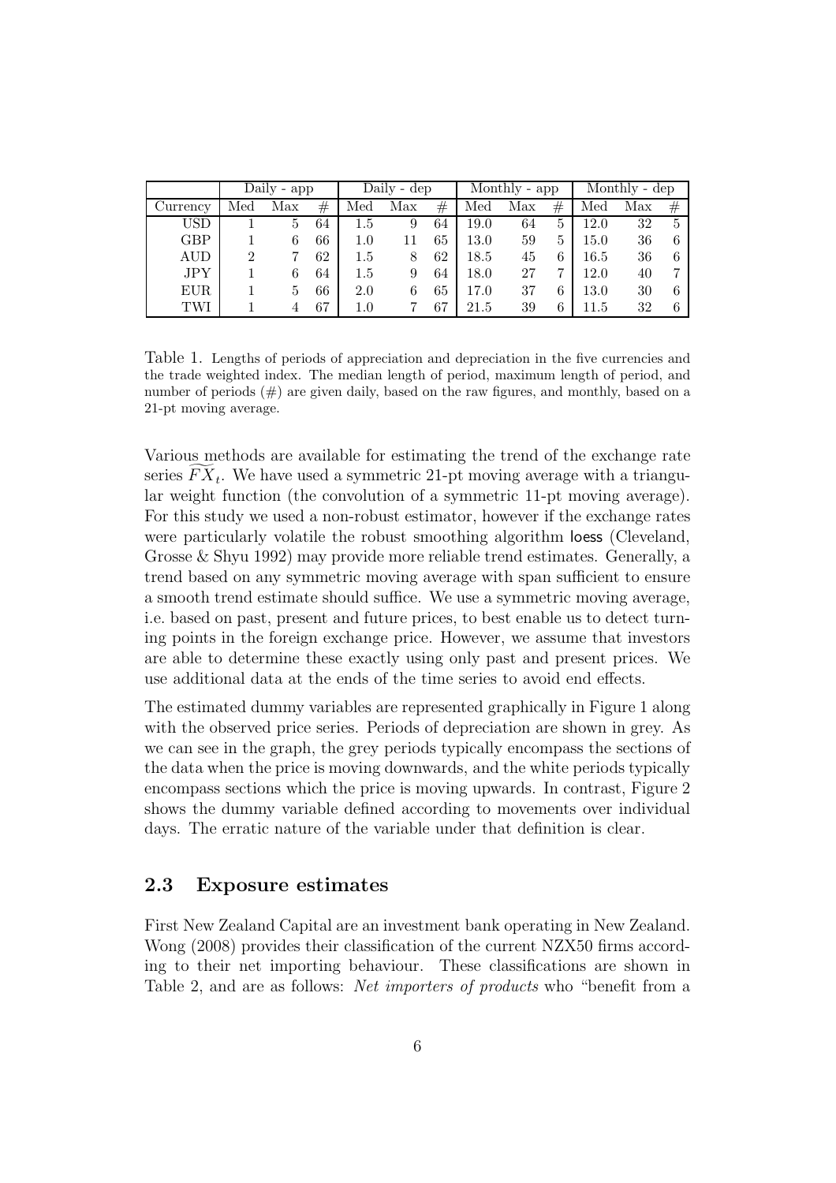| | Daily - app | | | Daily - dep | | | Monthly - app | | | Monthly - dep | | |
|---|---|---|---|---|---|---|---|---|---|---|---|---|
| Currency | Med | Max | # | Med | Max | # | Med | Max | # | Med | Max | # |
| USD | 1 | 5 | 64 | 1.5 | 9 | 64 | 19.0 | 64 | 5 | 12.0 | 32 | 5 |
| GBP | 1 | 6 | 66 | 1.0 | 11 | 65 | 13.0 | 59 | 5 | 15.0 | 36 | 6 |
| AUD | 2 | 7 | 62 | 1.5 | 8 | 62 | 18.5 | 45 | 6 | 16.5 | 36 | 6 |
| JPY | 1 | 6 | 64 | 1.5 | 9 | 64 | 18.0 | 27 | 7 | 12.0 | 40 | 7 |
| EUR | 1 | 5 | 66 | 2.0 | 6 | 65 | 17.0 | 37 | 6 | 13.0 | 30 | 6 |
| TWI | 1 | 4 | 67 | 1.0 | 7 | 67 | 21.5 | 39 | 6 | 11.5 | 32 | 6 |

Table 1. Lengths of periods of appreciation and depreciation in the five currencies and the trade weighted index. The median length of period, maximum length of period, and number of periods (#) are given daily, based on the raw figures, and monthly, based on a 21-pt moving average.

Various methods are available for estimating the trend of the exchange rate series $\widehat{FX}_t$. We have used a symmetric 21-pt moving average with a triangular weight function (the convolution of a symmetric 11-pt moving average). For this study we used a non-robust estimator, however if the exchange rates were particularly volatile the robust smoothing algorithm loess (Cleveland, Grosse & Shyu 1992) may provide more reliable trend estimates. Generally, a trend based on any symmetric moving average with span sufficient to ensure a smooth trend estimate should suffice. We use a symmetric moving average, i.e. based on past, present and future prices, to best enable us to detect turning points in the foreign exchange price. However, we assume that investors are able to determine these exactly using only past and present prices. We use additional data at the ends of the time series to avoid end effects.

The estimated dummy variables are represented graphically in Figure 1 along with the observed price series. Periods of depreciation are shown in grey. As we can see in the graph, the grey periods typically encompass the sections of the data when the price is moving downwards, and the white periods typically encompass sections which the price is moving upwards. In contrast, Figure 2 shows the dummy variable defined according to movements over individual days. The erratic nature of the variable under that definition is clear.

## 2.3 Exposure estimates

First New Zealand Capital are an investment bank operating in New Zealand. Wong (2008) provides their classification of the current NZX50 firms according to their net importing behaviour. These classifications are shown in Table 2, and are as follows: *Net importers of products* who "benefit from a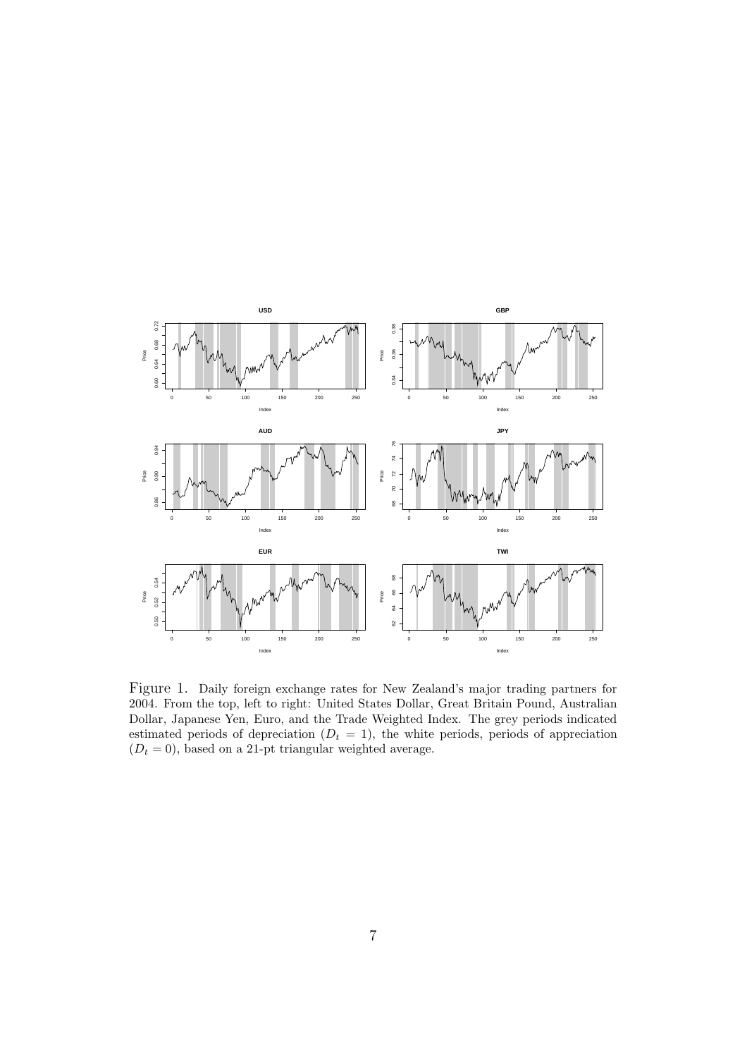Figure 1. Daily foreign exchange rates for New Zealand's major trading partners for 2004. From the top, left to right: United States Dollar, Great Britain Pound, Australian Dollar, Japanese Yen, Euro, and the Trade Weighted Index. The grey periods indicated estimated periods of depreciation ($D_t = 1$), the white periods, periods of appreciation ($D_t = 0$), based on a 21-pt triangular weighted average.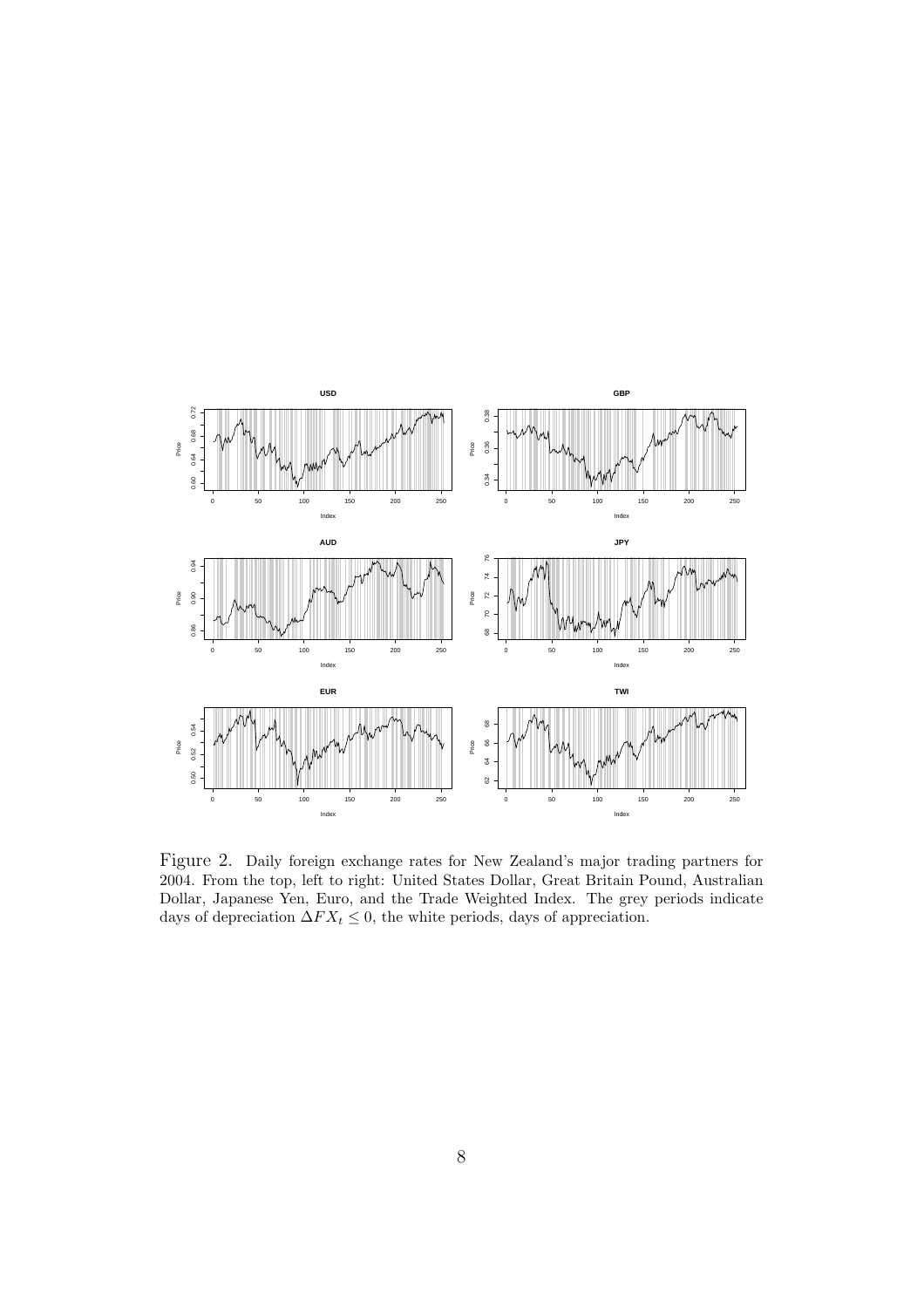Figure 2. Daily foreign exchange rates for New Zealand's major trading partners for 2004. From the top, left to right: United States Dollar, Great Britain Pound, Australian Dollar, Japanese Yen, Euro, and the Trade Weighted Index. The grey periods indicate days of depreciation $\Delta FX_t \leq 0$, the white periods, days of appreciation.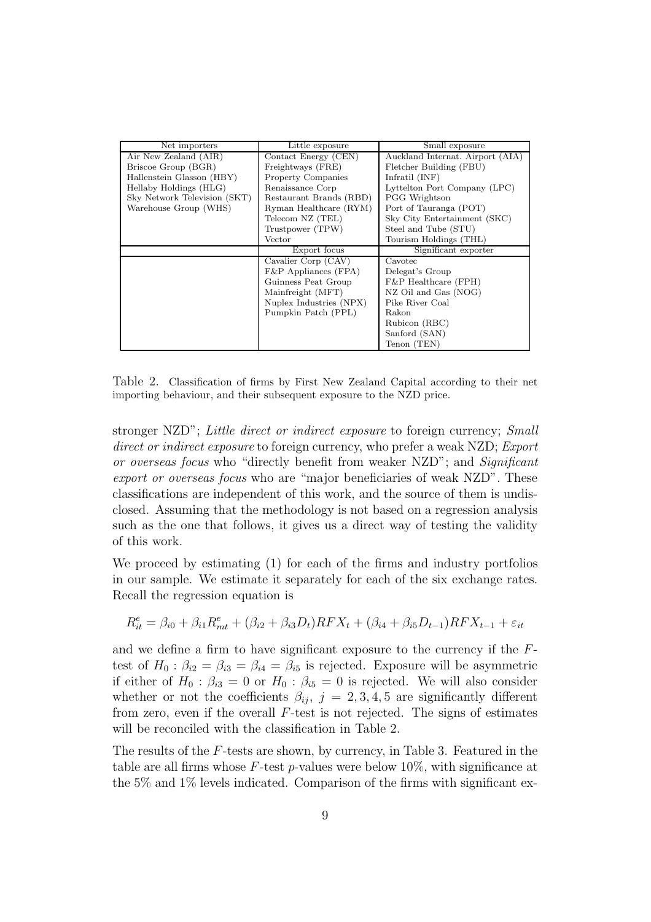| Net importers | Little exposure | Small exposure |
|---|---|---|
| Air New Zealand (AIR) | Contact Energy (CEN) | Auckland Internat. Airport (AIA) |
| Briscoe Group (BGR) | Freightways (FRE) | Fletcher Building (FBU) |
| Hallenstein Glasson (HBY) | Property Companies | Infratil (INF) |
| Hellaby Holdings (HLG) | Renaissance Corp | Lyttelton Port Company (LPC) |
| Sky Network Television (SKT) | Restaurant Brands (RBD) | PGG Wrightson |
| Warehouse Group (WHS) | Ryman Healthcare (RYM) | Port of Tauranga (POT) |
| | Telecom NZ (TEL) | Sky City Entertainment (SKC) |
| | Trustpower (TPW) | Steel and Tube (STU) |
| | Vector | Tourism Holdings (THL) |
| | **Export focus** | **Significant exporter** |
| | Cavalier Corp (CAV) | Cavotec |
| | F&P Appliances (FPA) | Delegat's Group |
| | Guinness Peat Group | F&P Healthcare (FPH) |
| | Mainfreight (MFT) | NZ Oil and Gas (NOG) |
| | Nuplex Industries (NPX) | Pike River Coal |
| | Pumpkin Patch (PPL) | Rakon |
| | | Rubicon (RBC) |
| | | Sanford (SAN) |
| | | Tenon (TEN) |

Table 2. Classification of firms by First New Zealand Capital according to their net importing behaviour, and their subsequent exposure to the NZD price.

stronger NZD"; *Little direct or indirect exposure* to foreign currency; *Small direct or indirect exposure* to foreign currency, who prefer a weak NZD; *Export or overseas focus* who "directly benefit from weaker NZD"; and *Significant export or overseas focus* who are "major beneficiaries of weak NZD". These classifications are independent of this work, and the source of them is undisclosed. Assuming that the methodology is not based on a regression analysis such as the one that follows, it gives us a direct way of testing the validity of this work.

We proceed by estimating (1) for each of the firms and industry portfolios in our sample. We estimate it separately for each of the six exchange rates. Recall the regression equation is

$$R_{it}^e = \beta_{i0} + \beta_{i1} R_{mt}^e + (\beta_{i2} + \beta_{i3} D_t) RFX_t + (\beta_{i4} + \beta_{i5} D_{t-1}) RFX_{t-1} + \varepsilon_{it}$$

and we define a firm to have significant exposure to the currency if the $F$-test of $H_0 : \beta_{i2} = \beta_{i3} = \beta_{i4} = \beta_{i5}$ is rejected. Exposure will be asymmetric if either of $H_0 : \beta_{i3} = 0$ or $H_0 : \beta_{i5} = 0$ is rejected. We will also consider whether or not the coefficients $\beta_{ij}$, $j = 2, 3, 4, 5$ are significantly different from zero, even if the overall $F$-test is not rejected. The signs of estimates will be reconciled with the classification in Table 2.

The results of the $F$-tests are shown, by currency, in Table 3. Featured in the table are all firms whose $F$-test $p$-values were below 10%, with significance at the 5% and 1% levels indicated. Comparison of the firms with significant ex-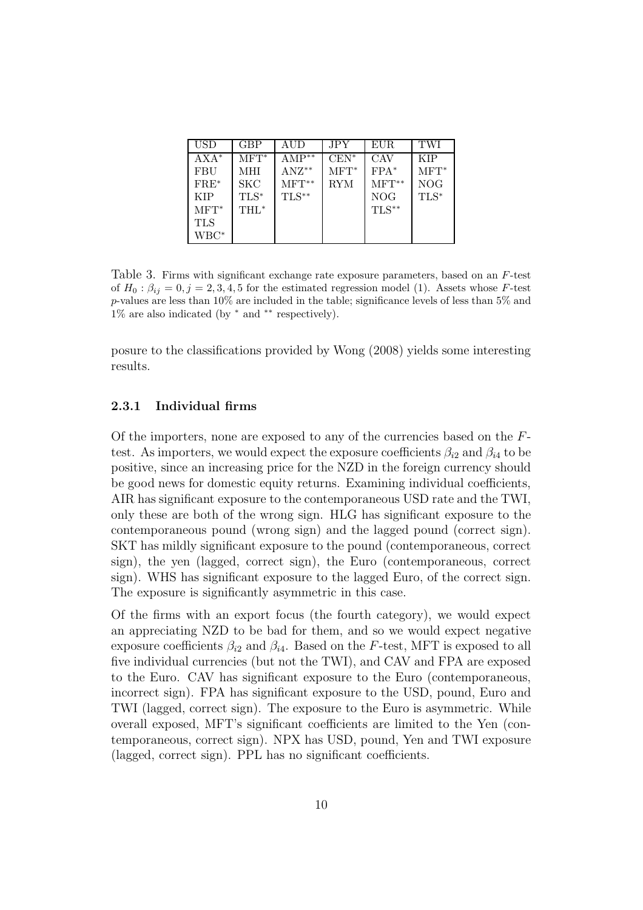| USD | GBP | AUD | JPY | EUR | TWI |
|---|---|---|---|---|---|
| AXA* | MFT* | AMP** | CEN* | CAV | KIP |
| FBU | MHI | ANZ** | MFT* | FPA* | MFT* |
| FRE* | SKC | MFT** | RYM | MFT** | NOG |
| KIP | TLS* | TLS** | | NOG | TLS* |
| MFT* | THL* | | | TLS** | |
| TLS | | | | | |
| WBC* | | | | | |

Table 3. Firms with significant exchange rate exposure parameters, based on an $F$-test of $H_0 : \beta_{ij} = 0, j = 2, 3, 4, 5$ for the estimated regression model (1). Assets whose $F$-test $p$-values are less than 10% are included in the table; significance levels of less than 5% and 1% are also indicated (by * and ** respectively).

posure to the classifications provided by Wong (2008) yields some interesting results.

### 2.3.1 Individual firms

Of the importers, none are exposed to any of the currencies based on the $F$-test. As importers, we would expect the exposure coefficients $\beta_{i2}$ and $\beta_{i4}$ to be positive, since an increasing price for the NZD in the foreign currency should be good news for domestic equity returns. Examining individual coefficients, AIR has significant exposure to the contemporaneous USD rate and the TWI, only these are both of the wrong sign. HLG has significant exposure to the contemporaneous pound (wrong sign) and the lagged pound (correct sign). SKT has mildly significant exposure to the pound (contemporaneous, correct sign), the yen (lagged, correct sign), the Euro (contemporaneous, correct sign). WHS has significant exposure to the lagged Euro, of the correct sign. The exposure is significantly asymmetric in this case.

Of the firms with an export focus (the fourth category), we would expect an appreciating NZD to be bad for them, and so we would expect negative exposure coefficients $\beta_{i2}$ and $\beta_{i4}$. Based on the $F$-test, MFT is exposed to all five individual currencies (but not the TWI), and CAV and FPA are exposed to the Euro. CAV has significant exposure to the Euro (contemporaneous, incorrect sign). FPA has significant exposure to the USD, pound, Euro and TWI (lagged, correct sign). The exposure to the Euro is asymmetric. While overall exposed, MFT's significant coefficients are limited to the Yen (contemporaneous, correct sign). NPX has USD, pound, Yen and TWI exposure (lagged, correct sign). PPL has no significant coefficients.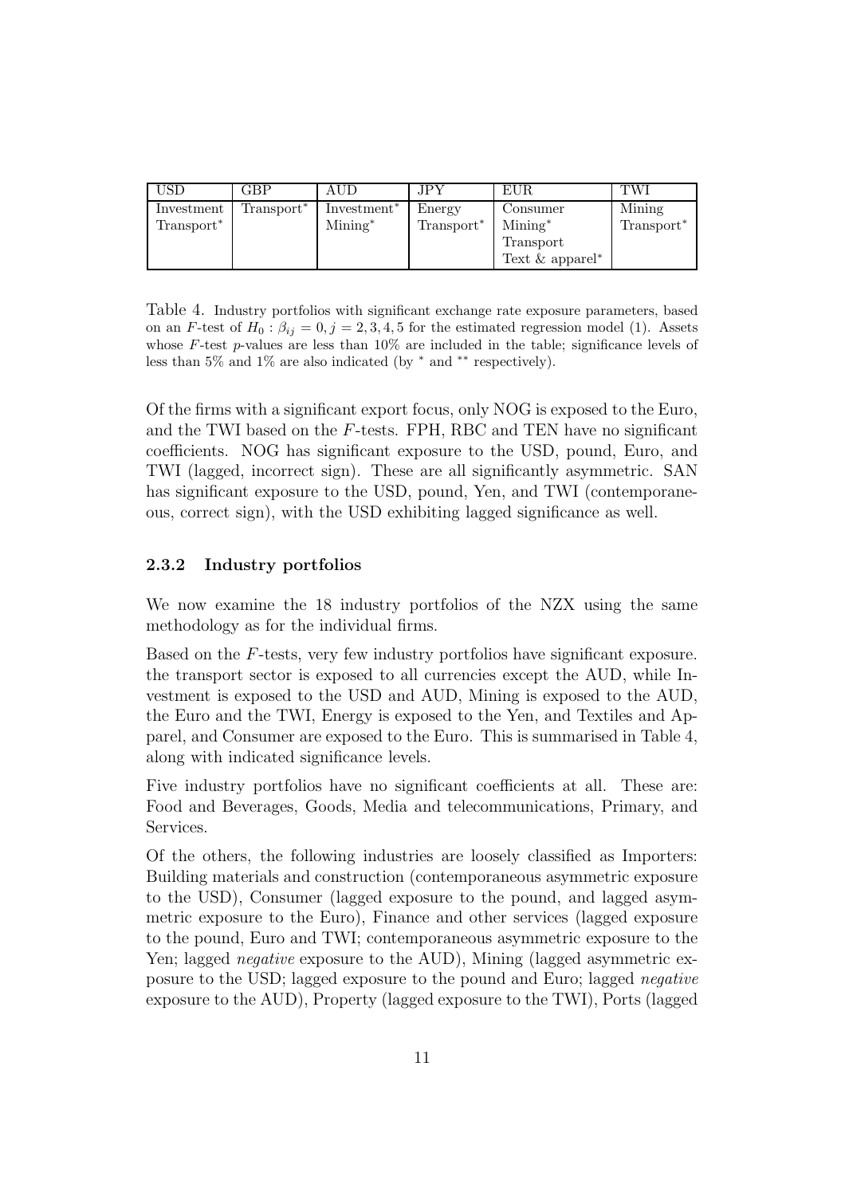| USD | GBP | AUD | JPY | EUR | TWI |
|---|---|---|---|---|---|
| Investment | Transport* | Investment* | Energy | Consumer | Mining |
| Transport* | | Mining* | Transport* | Mining* | Transport* |
| | | | | Transport | |
| | | | | Text & apparel* | |

Table 4. Industry portfolios with significant exchange rate exposure parameters, based on an $F$-test of $H_0 : \beta_{ij} = 0, j = 2, 3, 4, 5$ for the estimated regression model (1). Assets whose $F$-test $p$-values are less than 10% are included in the table; significance levels of less than 5% and 1% are also indicated (by * and ** respectively).

Of the firms with a significant export focus, only NOG is exposed to the Euro, and the TWI based on the $F$-tests. FPH, RBC and TEN have no significant coefficients. NOG has significant exposure to the USD, pound, Euro, and TWI (lagged, incorrect sign). These are all significantly asymmetric. SAN has significant exposure to the USD, pound, Yen, and TWI (contemporaneous, correct sign), with the USD exhibiting lagged significance as well.

### 2.3.2 Industry portfolios

We now examine the 18 industry portfolios of the NZX using the same methodology as for the individual firms.

Based on the $F$-tests, very few industry portfolios have significant exposure. the transport sector is exposed to all currencies except the AUD, while Investment is exposed to the USD and AUD, Mining is exposed to the AUD, the Euro and the TWI, Energy is exposed to the Yen, and Textiles and Apparel, and Consumer are exposed to the Euro. This is summarised in Table 4, along with indicated significance levels.

Five industry portfolios have no significant coefficients at all. These are: Food and Beverages, Goods, Media and telecommunications, Primary, and Services.

Of the others, the following industries are loosely classified as Importers: Building materials and construction (contemporaneous asymmetric exposure to the USD), Consumer (lagged exposure to the pound, and lagged asymmetric exposure to the Euro), Finance and other services (lagged exposure to the pound, Euro and TWI; contemporaneous asymmetric exposure to the Yen; lagged *negative* exposure to the AUD), Mining (lagged asymmetric exposure to the USD; lagged exposure to the pound and Euro; lagged *negative* exposure to the AUD), Property (lagged exposure to the TWI), Ports (lagged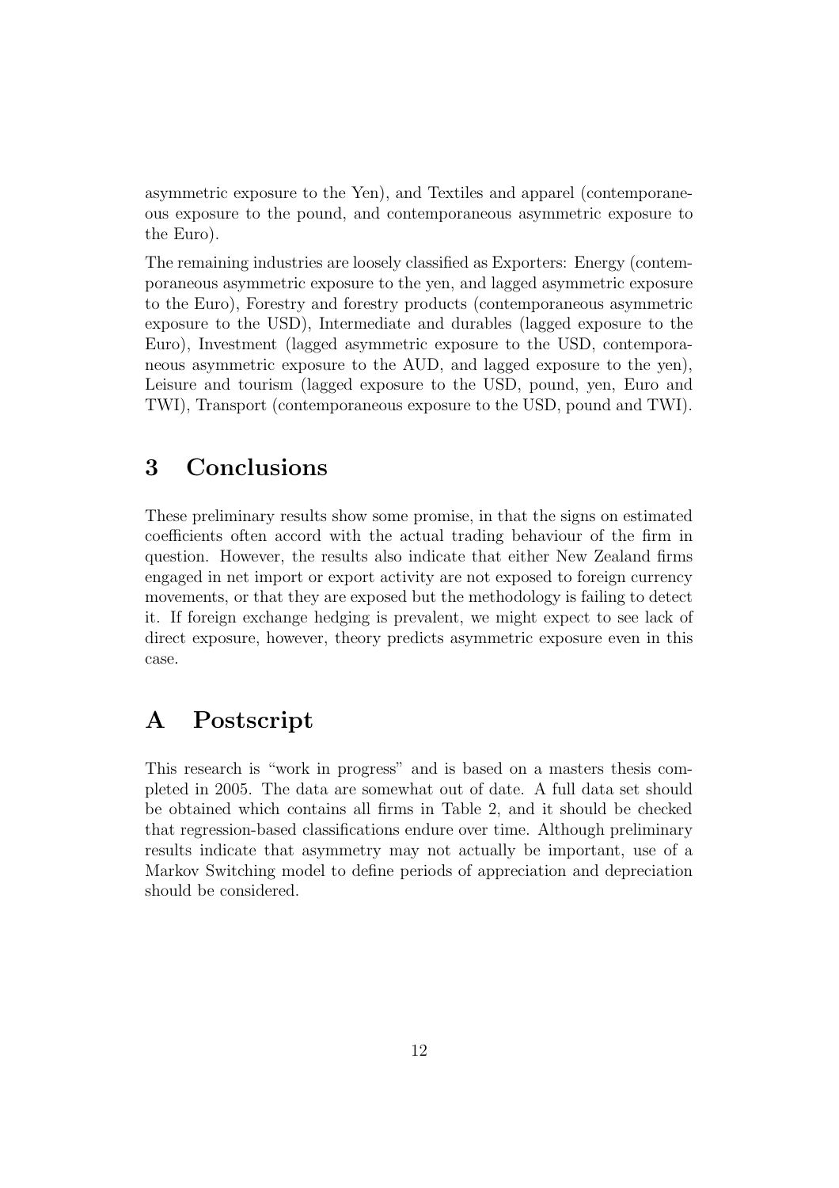asymmetric exposure to the Yen), and Textiles and apparel (contemporaneous exposure to the pound, and contemporaneous asymmetric exposure to the Euro).

The remaining industries are loosely classified as Exporters: Energy (contemporaneous asymmetric exposure to the yen, and lagged asymmetric exposure to the Euro), Forestry and forestry products (contemporaneous asymmetric exposure to the USD), Intermediate and durables (lagged exposure to the Euro), Investment (lagged asymmetric exposure to the USD, contemporaneous asymmetric exposure to the AUD, and lagged exposure to the yen), Leisure and tourism (lagged exposure to the USD, pound, yen, Euro and TWI), Transport (contemporaneous exposure to the USD, pound and TWI).

## 3 Conclusions

These preliminary results show some promise, in that the signs on estimated coefficients often accord with the actual trading behaviour of the firm in question. However, the results also indicate that either New Zealand firms engaged in net import or export activity are not exposed to foreign currency movements, or that they are exposed but the methodology is failing to detect it. If foreign exchange hedging is prevalent, we might expect to see lack of direct exposure, however, theory predicts asymmetric exposure even in this case.

## A Postscript

This research is "work in progress" and is based on a masters thesis completed in 2005. The data are somewhat out of date. A full data set should be obtained which contains all firms in Table 2, and it should be checked that regression-based classifications endure over time. Although preliminary results indicate that asymmetry may not actually be important, use of a Markov Switching model to define periods of appreciation and depreciation should be considered.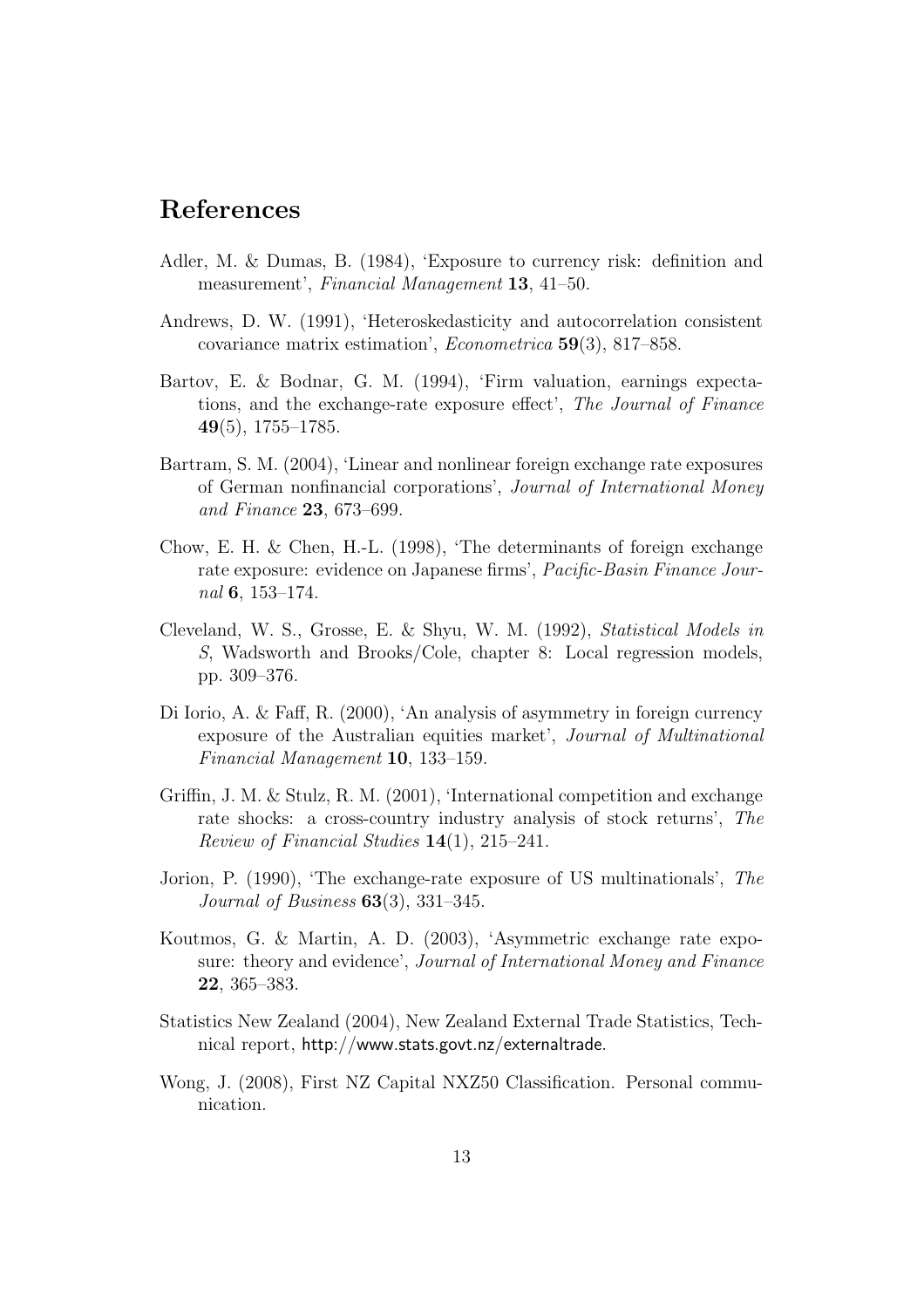# References

Adler, M. & Dumas, B. (1984), 'Exposure to currency risk: definition and measurement', *Financial Management* **13**, 41–50.

Andrews, D. W. (1991), 'Heteroskedasticity and autocorrelation consistent covariance matrix estimation', *Econometrica* **59**(3), 817–858.

Bartov, E. & Bodnar, G. M. (1994), 'Firm valuation, earnings expectations, and the exchange-rate exposure effect', *The Journal of Finance* **49**(5), 1755–1785.

Bartram, S. M. (2004), 'Linear and nonlinear foreign exchange rate exposures of German nonfinancial corporations', *Journal of International Money and Finance* **23**, 673–699.

Chow, E. H. & Chen, H.-L. (1998), 'The determinants of foreign exchange rate exposure: evidence on Japanese firms', *Pacific-Basin Finance Journal* **6**, 153–174.

Cleveland, W. S., Grosse, E. & Shyu, W. M. (1992), *Statistical Models in S*, Wadsworth and Brooks/Cole, chapter 8: Local regression models, pp. 309–376.

Di Iorio, A. & Faff, R. (2000), 'An analysis of asymmetry in foreign currency exposure of the Australian equities market', *Journal of Multinational Financial Management* **10**, 133–159.

Griffin, J. M. & Stulz, R. M. (2001), 'International competition and exchange rate shocks: a cross-country industry analysis of stock returns', *The Review of Financial Studies* **14**(1), 215–241.

Jorion, P. (1990), 'The exchange-rate exposure of US multinationals', *The Journal of Business* **63**(3), 331–345.

Koutmos, G. & Martin, A. D. (2003), 'Asymmetric exchange rate exposure: theory and evidence', *Journal of International Money and Finance* **22**, 365–383.

Statistics New Zealand (2004), New Zealand External Trade Statistics, Technical report, http://www.stats.govt.nz/externaltrade.

Wong, J. (2008), First NZ Capital NXZ50 Classification. Personal communication.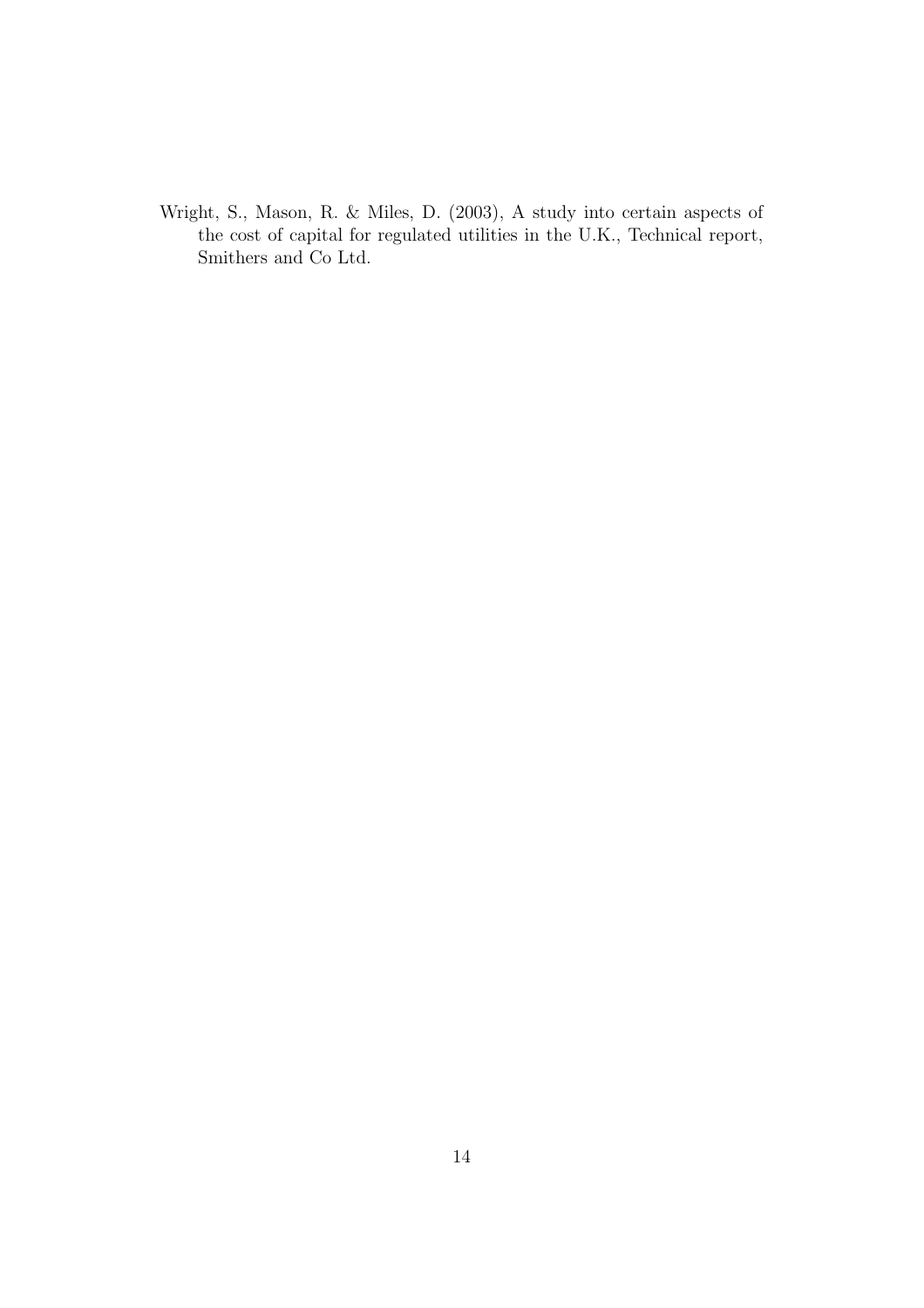Wright, S., Mason, R. & Miles, D. (2003), A study into certain aspects of the cost of capital for regulated utilities in the U.K., Technical report, Smithers and Co Ltd.